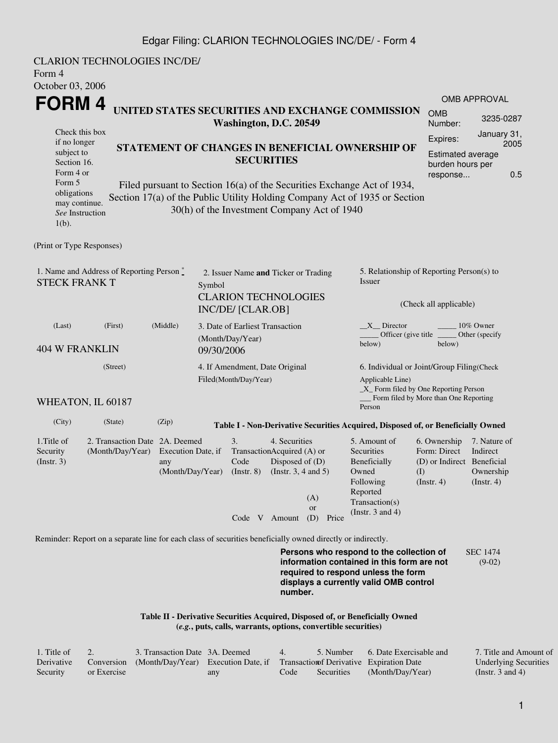CLARION TECHNOLOGIES INC/DE/
Form 4
October 03, 2006

# FORM 4

Check this box if no longer subject to Section 16. Form 4 or Form 5 obligations may continue. *See* Instruction 1(b).

## UNITED STATES SECURITIES AND EXCHANGE COMMISSION
**Washington, D.C. 20549**

## STATEMENT OF CHANGES IN BENEFICIAL OWNERSHIP OF SECURITIES

Filed pursuant to Section 16(a) of the Securities Exchange Act of 1934, Section 17(a) of the Public Utility Holding Company Act of 1935 or Section 30(h) of the Investment Company Act of 1940

| OMB APPROVAL | |
|---|---|
| OMB Number: | 3235-0287 |
| Expires: | January 31, 2005 |
| Estimated average burden hours per response... | 0.5 |

(Print or Type Responses)

1. Name and Address of Reporting Person *
STECK FRANK T

(Last) (First) (Middle)

404 W FRANKLIN

(Street)

WHEATON, IL 60187

(City) (State) (Zip)

2. Issuer Name **and** Ticker or Trading Symbol
CLARION TECHNOLOGIES INC/DE/ [CLAR.OB]

3. Date of Earliest Transaction (Month/Day/Year)
09/30/2006

4. If Amendment, Date Original Filed(Month/Day/Year)

5. Relationship of Reporting Person(s) to Issuer

(Check all applicable)

__X__ Director
_____ 10% Owner
_____ Officer (give title below)
_____ Other (specify below)

6. Individual or Joint/Group Filing(Check Applicable Line)
_X_ Form filed by One Reporting Person
___ Form filed by More than One Reporting Person

**Table I - Non-Derivative Securities Acquired, Disposed of, or Beneficially Owned**

| 1.Title of Security (Instr. 3) | 2. Transaction Date (Month/Day/Year) | 2A. Deemed Execution Date, if any (Month/Day/Year) | 3. Transaction Code (Instr. 8) | | 4. Securities Acquired (A) or Disposed of (D) (Instr. 3, 4 and 5) | | | 5. Amount of Securities Beneficially Owned Following Reported Transaction(s) (Instr. 3 and 4) | 6. Ownership Form: Direct (D) or Indirect (I) (Instr. 4) | 7. Nature of Indirect Beneficial Ownership (Instr. 4) |
|---|---|---|---|---|---|---|---|---|---|---|
| | | | Code | V | Amount | (A) or (D) | Price | | | |

Reminder: Report on a separate line for each class of securities beneficially owned directly or indirectly.

**Persons who respond to the collection of information contained in this form are not required to respond unless the form displays a currently valid OMB control number.**

SEC 1474 (9-02)

**Table II - Derivative Securities Acquired, Disposed of, or Beneficially Owned**
**(*e.g.*, puts, calls, warrants, options, convertible securities)**

| 1. Title of Derivative Security | 2. Conversion or Exercise | 3. Transaction Date (Month/Day/Year) | 3A. Deemed Execution Date, if any | 4. Transaction Code | 5. Number of Derivative Securities | 6. Date Exercisable and Expiration Date (Month/Day/Year) | 7. Title and Amount of Underlying Securities (Instr. 3 and 4) |
|---|---|---|---|---|---|---|---|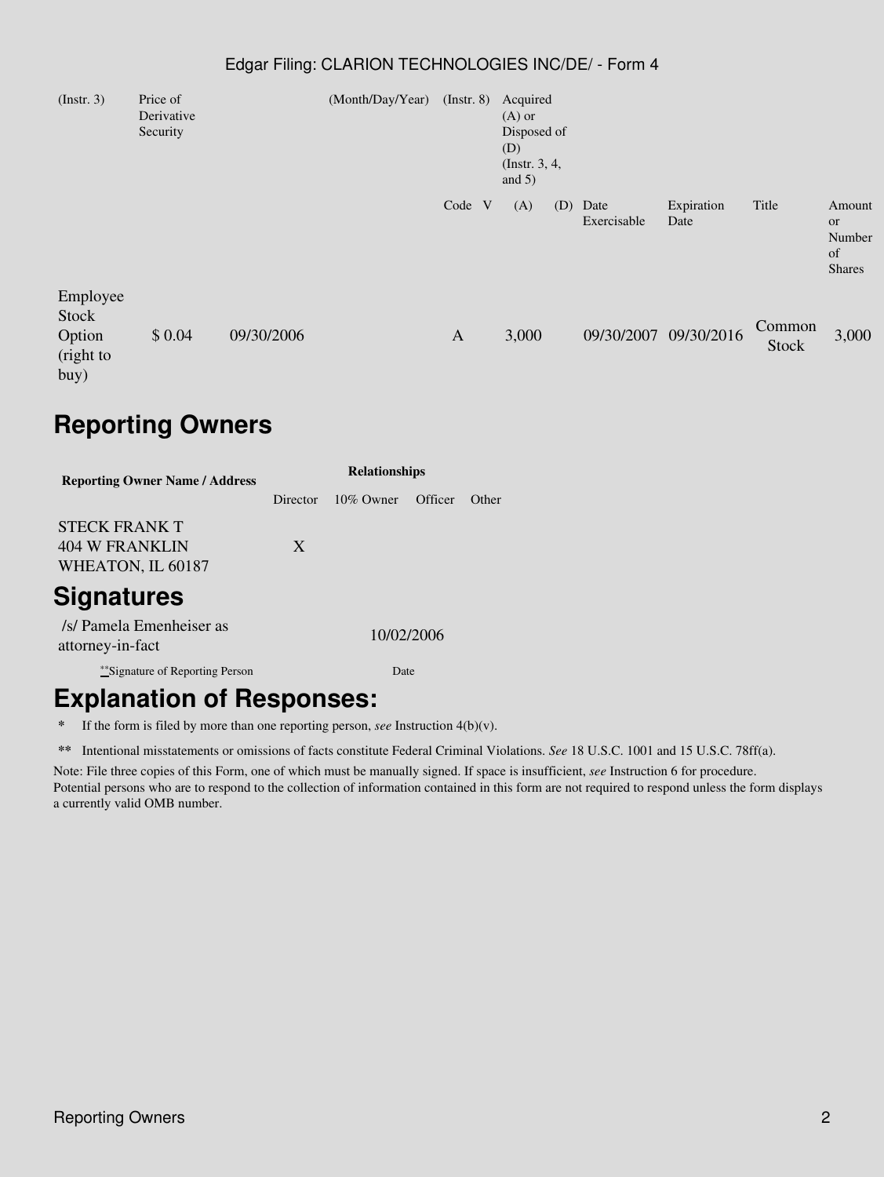| (Instr. 3) | Price of Derivative Security | (Month/Day/Year) | | (Instr. 8) | | Acquired (A) or Disposed of (D) (Instr. 3, 4, and 5) | | | | | |
|---|---|---|---|---|---|---|---|---|---|---|---|
| | | | | Code | V | (A) | (D) | Date Exercisable | Expiration Date | Title | Amount or Number of Shares |
| Employee Stock Option (right to buy) | $ 0.04 | 09/30/2006 | | A | | 3,000 | | 09/30/2007 | 09/30/2016 | Common Stock | 3,000 |

# Reporting Owners

| Reporting Owner Name / Address | Relationships | | | |
|---|---|---|---|---|
| | Director | 10% Owner | Officer | Other |
| STECK FRANK T<br>404 W FRANKLIN<br>WHEATON, IL 60187 | X | | | |

# Signatures

| | |
|---|---|
| /s/ Pamela Emenheiser as attorney-in-fact | 10/02/2006 |
| **Signature of Reporting Person | Date |

# Explanation of Responses:

\* If the form is filed by more than one reporting person, *see* Instruction 4(b)(v).

\*\* Intentional misstatements or omissions of facts constitute Federal Criminal Violations. *See* 18 U.S.C. 1001 and 15 U.S.C. 78ff(a).

Note: File three copies of this Form, one of which must be manually signed. If space is insufficient, *see* Instruction 6 for procedure.

Potential persons who are to respond to the collection of information contained in this form are not required to respond unless the form displays a currently valid OMB number.